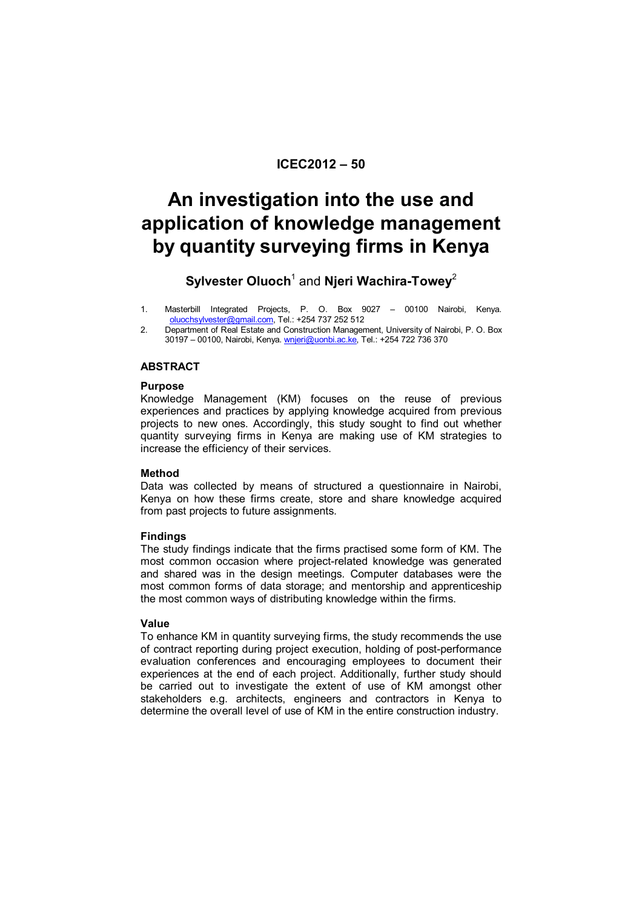**ICEC2012 – 50**

# An investigation into the use and application of knowledge management by quantity surveying firms in Kenya

**Sylvester Oluoch**[1] and **Njeri Wachira-Towey**[2]

1. Masterbill Integrated Projects, P. O. Box 9027 – 00100 Nairobi, Kenya. oluochsylvester@gmail.com, Tel.: +254 737 252 512
2. Department of Real Estate and Construction Management, University of Nairobi, P. O. Box 30197 – 00100, Nairobi, Kenya. wnjeri@uonbi.ac.ke, Tel.: +254 722 736 370

## ABSTRACT

### Purpose

Knowledge Management (KM) focuses on the reuse of previous experiences and practices by applying knowledge acquired from previous projects to new ones. Accordingly, this study sought to find out whether quantity surveying firms in Kenya are making use of KM strategies to increase the efficiency of their services.

### Method

Data was collected by means of structured a questionnaire in Nairobi, Kenya on how these firms create, store and share knowledge acquired from past projects to future assignments.

### Findings

The study findings indicate that the firms practised some form of KM. The most common occasion where project-related knowledge was generated and shared was in the design meetings. Computer databases were the most common forms of data storage; and mentorship and apprenticeship the most common ways of distributing knowledge within the firms.

### Value

To enhance KM in quantity surveying firms, the study recommends the use of contract reporting during project execution, holding of post-performance evaluation conferences and encouraging employees to document their experiences at the end of each project. Additionally, further study should be carried out to investigate the extent of use of KM amongst other stakeholders e.g. architects, engineers and contractors in Kenya to determine the overall level of use of KM in the entire construction industry.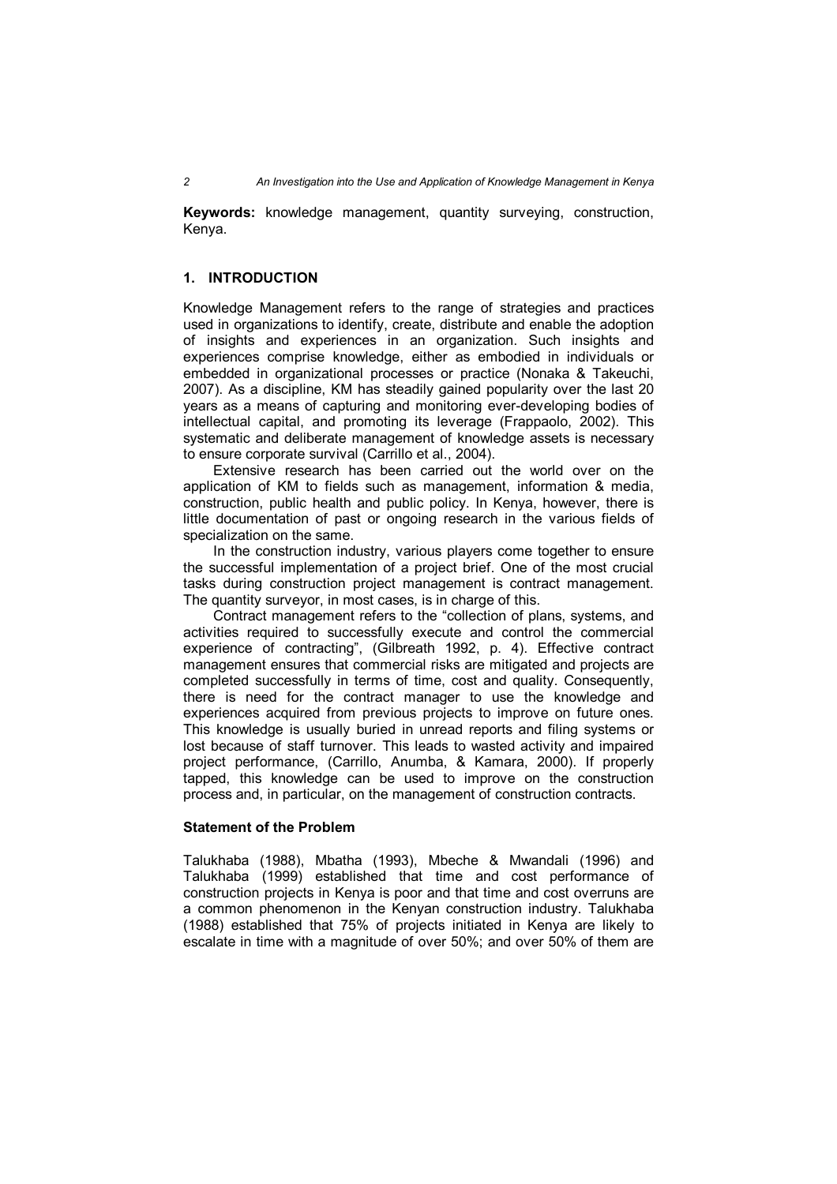**Keywords:** knowledge management, quantity surveying, construction, Kenya.

## 1. INTRODUCTION

Knowledge Management refers to the range of strategies and practices used in organizations to identify, create, distribute and enable the adoption of insights and experiences in an organization. Such insights and experiences comprise knowledge, either as embodied in individuals or embedded in organizational processes or practice (Nonaka & Takeuchi, 2007). As a discipline, KM has steadily gained popularity over the last 20 years as a means of capturing and monitoring ever-developing bodies of intellectual capital, and promoting its leverage (Frappaolo, 2002). This systematic and deliberate management of knowledge assets is necessary to ensure corporate survival (Carrillo et al., 2004).

Extensive research has been carried out the world over on the application of KM to fields such as management, information & media, construction, public health and public policy. In Kenya, however, there is little documentation of past or ongoing research in the various fields of specialization on the same.

In the construction industry, various players come together to ensure the successful implementation of a project brief. One of the most crucial tasks during construction project management is contract management. The quantity surveyor, in most cases, is in charge of this.

Contract management refers to the "collection of plans, systems, and activities required to successfully execute and control the commercial experience of contracting", (Gilbreath 1992, p. 4). Effective contract management ensures that commercial risks are mitigated and projects are completed successfully in terms of time, cost and quality. Consequently, there is need for the contract manager to use the knowledge and experiences acquired from previous projects to improve on future ones. This knowledge is usually buried in unread reports and filing systems or lost because of staff turnover. This leads to wasted activity and impaired project performance, (Carrillo, Anumba, & Kamara, 2000). If properly tapped, this knowledge can be used to improve on the construction process and, in particular, on the management of construction contracts.

### Statement of the Problem

Talukhaba (1988), Mbatha (1993), Mbeche & Mwandali (1996) and Talukhaba (1999) established that time and cost performance of construction projects in Kenya is poor and that time and cost overruns are a common phenomenon in the Kenyan construction industry. Talukhaba (1988) established that 75% of projects initiated in Kenya are likely to escalate in time with a magnitude of over 50%; and over 50% of them are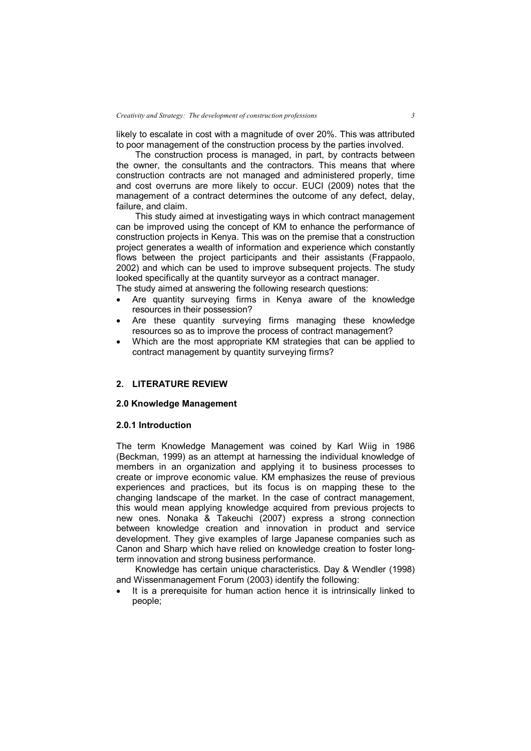likely to escalate in cost with a magnitude of over 20%. This was attributed to poor management of the construction process by the parties involved.

The construction process is managed, in part, by contracts between the owner, the consultants and the contractors. This means that where construction contracts are not managed and administered properly, time and cost overruns are more likely to occur. EUCI (2009) notes that the management of a contract determines the outcome of any defect, delay, failure, and claim.

This study aimed at investigating ways in which contract management can be improved using the concept of KM to enhance the performance of construction projects in Kenya. This was on the premise that a construction project generates a wealth of information and experience which constantly flows between the project participants and their assistants (Frappaolo, 2002) and which can be used to improve subsequent projects. The study looked specifically at the quantity surveyor as a contract manager.

The study aimed at answering the following research questions:

- Are quantity surveying firms in Kenya aware of the knowledge resources in their possession?
- Are these quantity surveying firms managing these knowledge resources so as to improve the process of contract management?
- Which are the most appropriate KM strategies that can be applied to contract management by quantity surveying firms?

## 2. LITERATURE REVIEW

### 2.0 Knowledge Management

#### 2.0.1 Introduction

The term Knowledge Management was coined by Karl Wiig in 1986 (Beckman, 1999) as an attempt at harnessing the individual knowledge of members in an organization and applying it to business processes to create or improve economic value. KM emphasizes the reuse of previous experiences and practices, but its focus is on mapping these to the changing landscape of the market. In the case of contract management, this would mean applying knowledge acquired from previous projects to new ones. Nonaka & Takeuchi (2007) express a strong connection between knowledge creation and innovation in product and service development. They give examples of large Japanese companies such as Canon and Sharp which have relied on knowledge creation to foster long-term innovation and strong business performance.

Knowledge has certain unique characteristics. Day & Wendler (1998) and Wissenmanagement Forum (2003) identify the following:

- It is a prerequisite for human action hence it is intrinsically linked to people;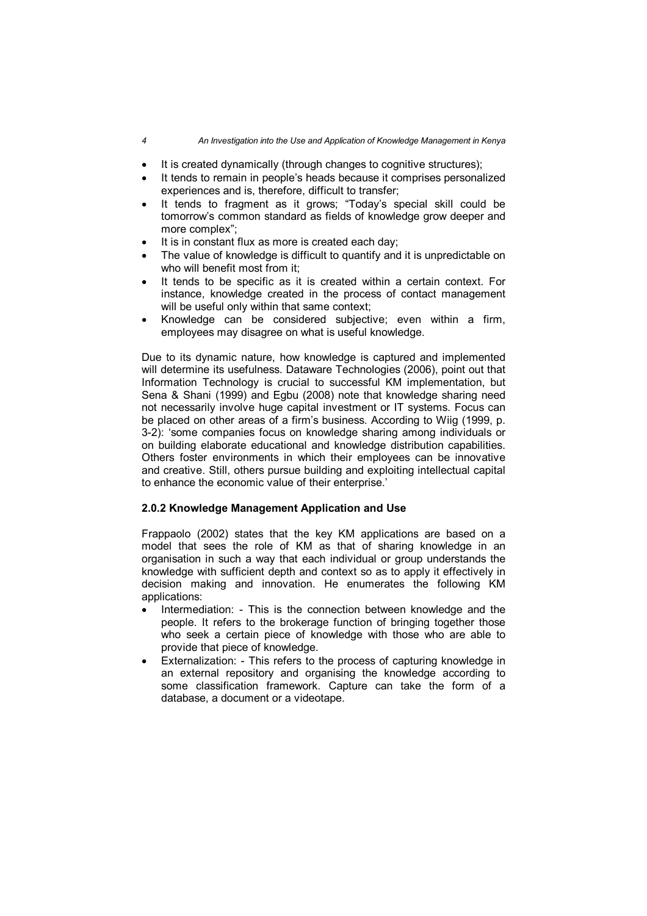- It is created dynamically (through changes to cognitive structures);
- It tends to remain in people's heads because it comprises personalized experiences and is, therefore, difficult to transfer;
- It tends to fragment as it grows; "Today's special skill could be tomorrow's common standard as fields of knowledge grow deeper and more complex";
- It is in constant flux as more is created each day;
- The value of knowledge is difficult to quantify and it is unpredictable on who will benefit most from it;
- It tends to be specific as it is created within a certain context. For instance, knowledge created in the process of contact management will be useful only within that same context;
- Knowledge can be considered subjective; even within a firm, employees may disagree on what is useful knowledge.

Due to its dynamic nature, how knowledge is captured and implemented will determine its usefulness. Dataware Technologies (2006), point out that Information Technology is crucial to successful KM implementation, but Sena & Shani (1999) and Egbu (2008) note that knowledge sharing need not necessarily involve huge capital investment or IT systems. Focus can be placed on other areas of a firm's business. According to Wiig (1999, p. 3-2): 'some companies focus on knowledge sharing among individuals or on building elaborate educational and knowledge distribution capabilities. Others foster environments in which their employees can be innovative and creative. Still, others pursue building and exploiting intellectual capital to enhance the economic value of their enterprise.'

### 2.0.2 Knowledge Management Application and Use

Frappaolo (2002) states that the key KM applications are based on a model that sees the role of KM as that of sharing knowledge in an organisation in such a way that each individual or group understands the knowledge with sufficient depth and context so as to apply it effectively in decision making and innovation. He enumerates the following KM applications:

- Intermediation: - This is the connection between knowledge and the people. It refers to the brokerage function of bringing together those who seek a certain piece of knowledge with those who are able to provide that piece of knowledge.
- Externalization: - This refers to the process of capturing knowledge in an external repository and organising the knowledge according to some classification framework. Capture can take the form of a database, a document or a videotape.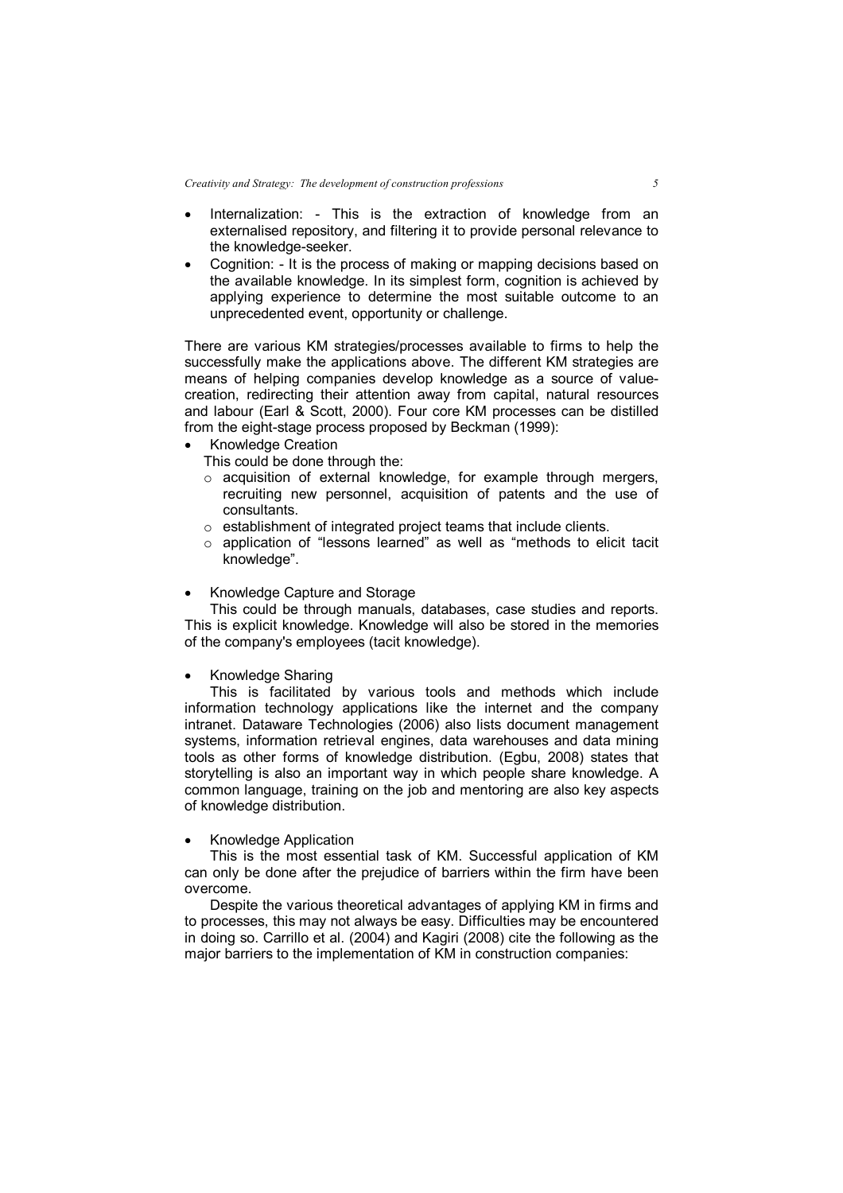- Internalization: - This is the extraction of knowledge from an externalised repository, and filtering it to provide personal relevance to the knowledge-seeker.
- Cognition: - It is the process of making or mapping decisions based on the available knowledge. In its simplest form, cognition is achieved by applying experience to determine the most suitable outcome to an unprecedented event, opportunity or challenge.

There are various KM strategies/processes available to firms to help the successfully make the applications above. The different KM strategies are means of helping companies develop knowledge as a source of value-creation, redirecting their attention away from capital, natural resources and labour (Earl & Scott, 2000). Four core KM processes can be distilled from the eight-stage process proposed by Beckman (1999):

- Knowledge Creation

  This could be done through the:
  - acquisition of external knowledge, for example through mergers, recruiting new personnel, acquisition of patents and the use of consultants.
  - establishment of integrated project teams that include clients.
  - application of "lessons learned" as well as "methods to elicit tacit knowledge".

- Knowledge Capture and Storage

  This could be through manuals, databases, case studies and reports. This is explicit knowledge. Knowledge will also be stored in the memories of the company's employees (tacit knowledge).

- Knowledge Sharing

  This is facilitated by various tools and methods which include information technology applications like the internet and the company intranet. Dataware Technologies (2006) also lists document management systems, information retrieval engines, data warehouses and data mining tools as other forms of knowledge distribution. (Egbu, 2008) states that storytelling is also an important way in which people share knowledge. A common language, training on the job and mentoring are also key aspects of knowledge distribution.

- Knowledge Application

  This is the most essential task of KM. Successful application of KM can only be done after the prejudice of barriers within the firm have been overcome.

Despite the various theoretical advantages of applying KM in firms and to processes, this may not always be easy. Difficulties may be encountered in doing so. Carrillo et al. (2004) and Kagiri (2008) cite the following as the major barriers to the implementation of KM in construction companies: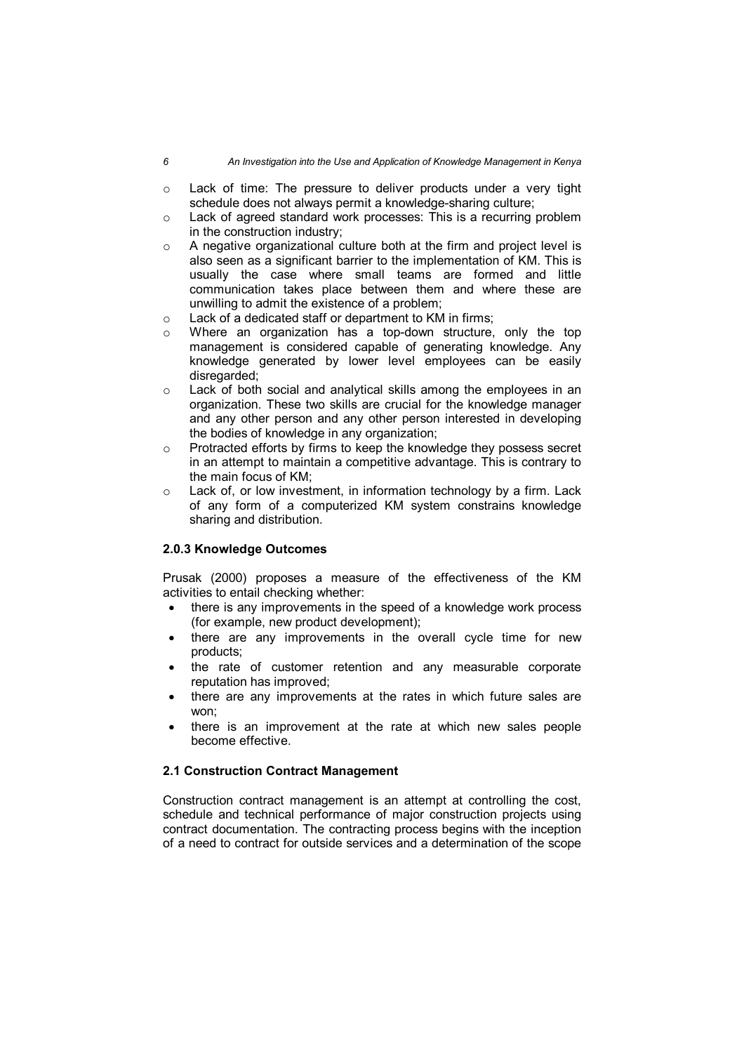- Lack of time: The pressure to deliver products under a very tight schedule does not always permit a knowledge-sharing culture;
- Lack of agreed standard work processes: This is a recurring problem in the construction industry;
- A negative organizational culture both at the firm and project level is also seen as a significant barrier to the implementation of KM. This is usually the case where small teams are formed and little communication takes place between them and where these are unwilling to admit the existence of a problem;
- Lack of a dedicated staff or department to KM in firms;
- Where an organization has a top-down structure, only the top management is considered capable of generating knowledge. Any knowledge generated by lower level employees can be easily disregarded;
- Lack of both social and analytical skills among the employees in an organization. These two skills are crucial for the knowledge manager and any other person and any other person interested in developing the bodies of knowledge in any organization;
- Protracted efforts by firms to keep the knowledge they possess secret in an attempt to maintain a competitive advantage. This is contrary to the main focus of KM;
- Lack of, or low investment, in information technology by a firm. Lack of any form of a computerized KM system constrains knowledge sharing and distribution.

### 2.0.3 Knowledge Outcomes

Prusak (2000) proposes a measure of the effectiveness of the KM activities to entail checking whether:

- there is any improvements in the speed of a knowledge work process (for example, new product development);
- there are any improvements in the overall cycle time for new products;
- the rate of customer retention and any measurable corporate reputation has improved;
- there are any improvements at the rates in which future sales are won;
- there is an improvement at the rate at which new sales people become effective.

### 2.1 Construction Contract Management

Construction contract management is an attempt at controlling the cost, schedule and technical performance of major construction projects using contract documentation. The contracting process begins with the inception of a need to contract for outside services and a determination of the scope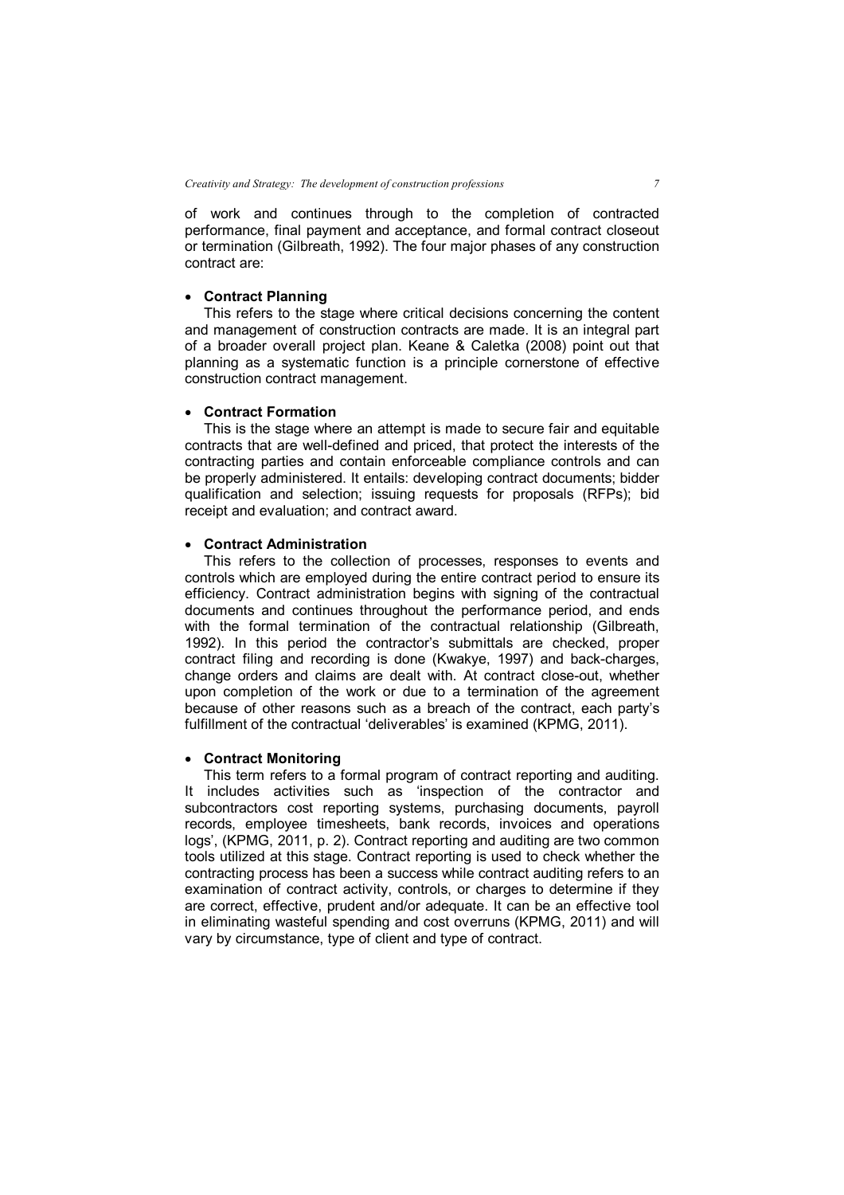of work and continues through to the completion of contracted performance, final payment and acceptance, and formal contract closeout or termination (Gilbreath, 1992). The four major phases of any construction contract are:

- **Contract Planning**

  This refers to the stage where critical decisions concerning the content and management of construction contracts are made. It is an integral part of a broader overall project plan. Keane & Caletka (2008) point out that planning as a systematic function is a principle cornerstone of effective construction contract management.

- **Contract Formation**

  This is the stage where an attempt is made to secure fair and equitable contracts that are well-defined and priced, that protect the interests of the contracting parties and contain enforceable compliance controls and can be properly administered. It entails: developing contract documents; bidder qualification and selection; issuing requests for proposals (RFPs); bid receipt and evaluation; and contract award.

- **Contract Administration**

  This refers to the collection of processes, responses to events and controls which are employed during the entire contract period to ensure its efficiency. Contract administration begins with signing of the contractual documents and continues throughout the performance period, and ends with the formal termination of the contractual relationship (Gilbreath, 1992). In this period the contractor's submittals are checked, proper contract filing and recording is done (Kwakye, 1997) and back-charges, change orders and claims are dealt with. At contract close-out, whether upon completion of the work or due to a termination of the agreement because of other reasons such as a breach of the contract, each party's fulfillment of the contractual 'deliverables' is examined (KPMG, 2011).

- **Contract Monitoring**

  This term refers to a formal program of contract reporting and auditing. It includes activities such as 'inspection of the contractor and subcontractors cost reporting systems, purchasing documents, payroll records, employee timesheets, bank records, invoices and operations logs', (KPMG, 2011, p. 2). Contract reporting and auditing are two common tools utilized at this stage. Contract reporting is used to check whether the contracting process has been a success while contract auditing refers to an examination of contract activity, controls, or charges to determine if they are correct, effective, prudent and/or adequate. It can be an effective tool in eliminating wasteful spending and cost overruns (KPMG, 2011) and will vary by circumstance, type of client and type of contract.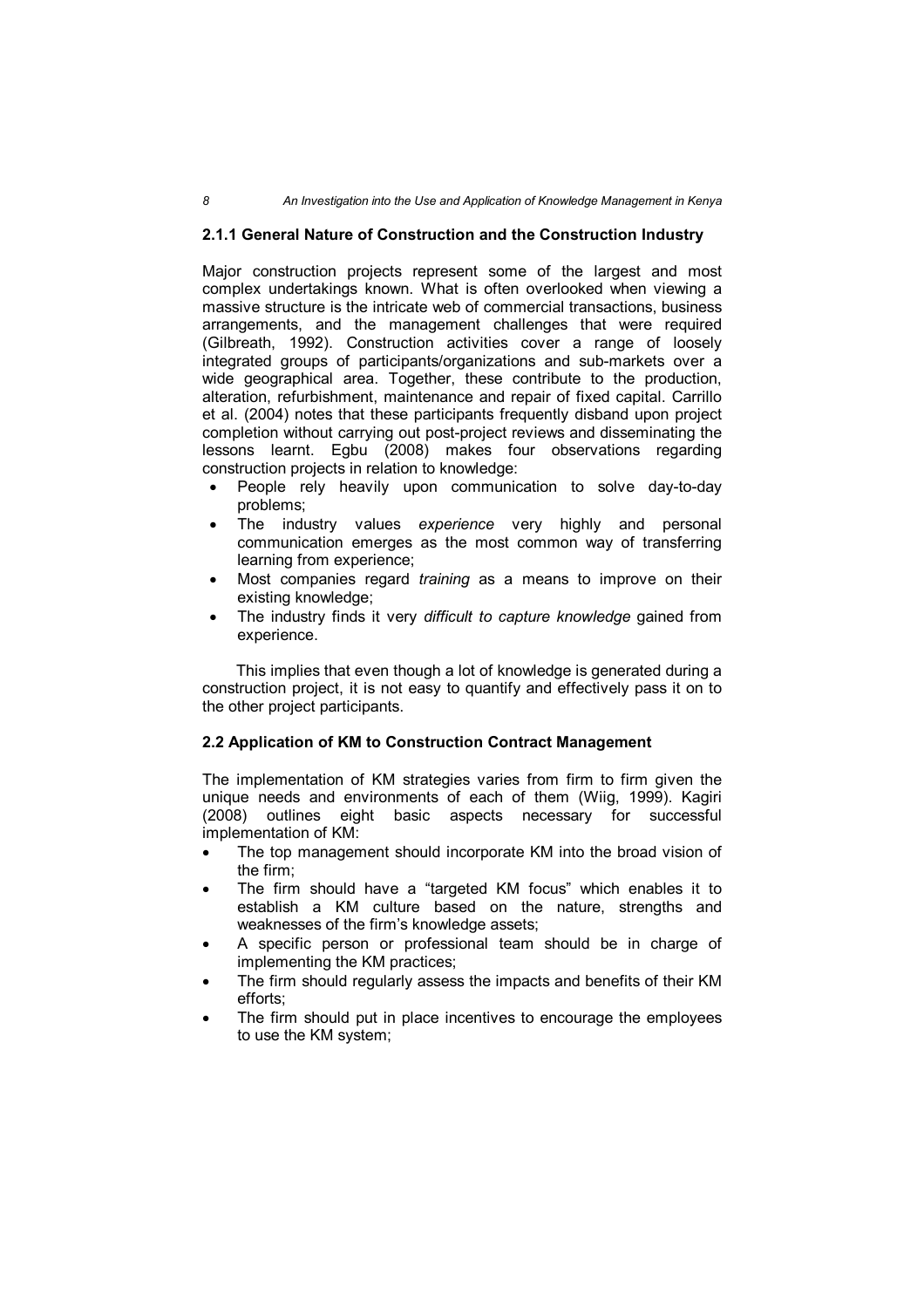### 2.1.1 General Nature of Construction and the Construction Industry

Major construction projects represent some of the largest and most complex undertakings known. What is often overlooked when viewing a massive structure is the intricate web of commercial transactions, business arrangements, and the management challenges that were required (Gilbreath, 1992). Construction activities cover a range of loosely integrated groups of participants/organizations and sub-markets over a wide geographical area. Together, these contribute to the production, alteration, refurbishment, maintenance and repair of fixed capital. Carrillo et al. (2004) notes that these participants frequently disband upon project completion without carrying out post-project reviews and disseminating the lessons learnt. Egbu (2008) makes four observations regarding construction projects in relation to knowledge:

- People rely heavily upon communication to solve day-to-day problems;
- The industry values *experience* very highly and personal communication emerges as the most common way of transferring learning from experience;
- Most companies regard *training* as a means to improve on their existing knowledge;
- The industry finds it very *difficult to capture knowledge* gained from experience.

This implies that even though a lot of knowledge is generated during a construction project, it is not easy to quantify and effectively pass it on to the other project participants.

## 2.2 Application of KM to Construction Contract Management

The implementation of KM strategies varies from firm to firm given the unique needs and environments of each of them (Wiig, 1999). Kagiri (2008) outlines eight basic aspects necessary for successful implementation of KM:

- The top management should incorporate KM into the broad vision of the firm;
- The firm should have a "targeted KM focus" which enables it to establish a KM culture based on the nature, strengths and weaknesses of the firm's knowledge assets;
- A specific person or professional team should be in charge of implementing the KM practices;
- The firm should regularly assess the impacts and benefits of their KM efforts;
- The firm should put in place incentives to encourage the employees to use the KM system;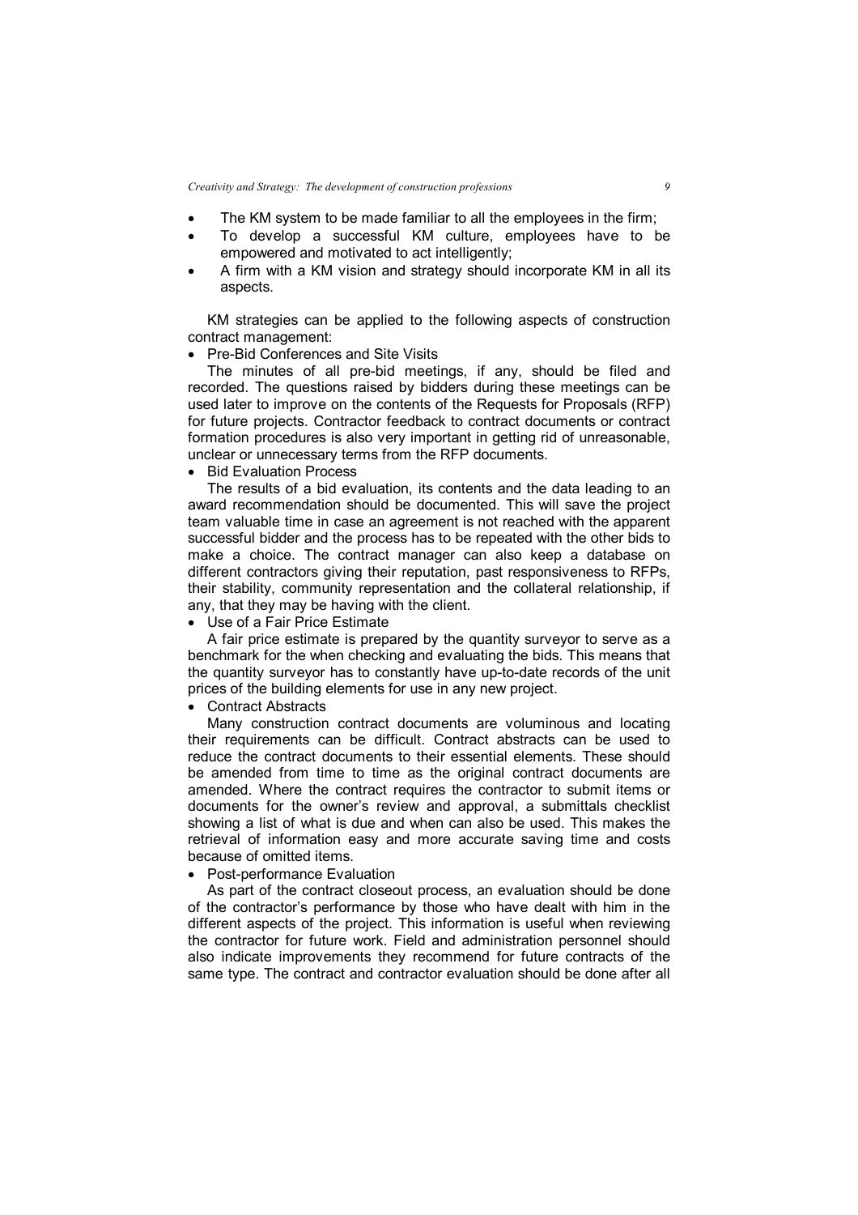- The KM system to be made familiar to all the employees in the firm;
- To develop a successful KM culture, employees have to be empowered and motivated to act intelligently;
- A firm with a KM vision and strategy should incorporate KM in all its aspects.

KM strategies can be applied to the following aspects of construction contract management:

- Pre-Bid Conferences and Site Visits

The minutes of all pre-bid meetings, if any, should be filed and recorded. The questions raised by bidders during these meetings can be used later to improve on the contents of the Requests for Proposals (RFP) for future projects. Contractor feedback to contract documents or contract formation procedures is also very important in getting rid of unreasonable, unclear or unnecessary terms from the RFP documents.

- Bid Evaluation Process

The results of a bid evaluation, its contents and the data leading to an award recommendation should be documented. This will save the project team valuable time in case an agreement is not reached with the apparent successful bidder and the process has to be repeated with the other bids to make a choice. The contract manager can also keep a database on different contractors giving their reputation, past responsiveness to RFPs, their stability, community representation and the collateral relationship, if any, that they may be having with the client.

- Use of a Fair Price Estimate

A fair price estimate is prepared by the quantity surveyor to serve as a benchmark for the when checking and evaluating the bids. This means that the quantity surveyor has to constantly have up-to-date records of the unit prices of the building elements for use in any new project.

- Contract Abstracts

Many construction contract documents are voluminous and locating their requirements can be difficult. Contract abstracts can be used to reduce the contract documents to their essential elements. These should be amended from time to time as the original contract documents are amended. Where the contract requires the contractor to submit items or documents for the owner's review and approval, a submittals checklist showing a list of what is due and when can also be used. This makes the retrieval of information easy and more accurate saving time and costs because of omitted items.

- Post-performance Evaluation

As part of the contract closeout process, an evaluation should be done of the contractor's performance by those who have dealt with him in the different aspects of the project. This information is useful when reviewing the contractor for future work. Field and administration personnel should also indicate improvements they recommend for future contracts of the same type. The contract and contractor evaluation should be done after all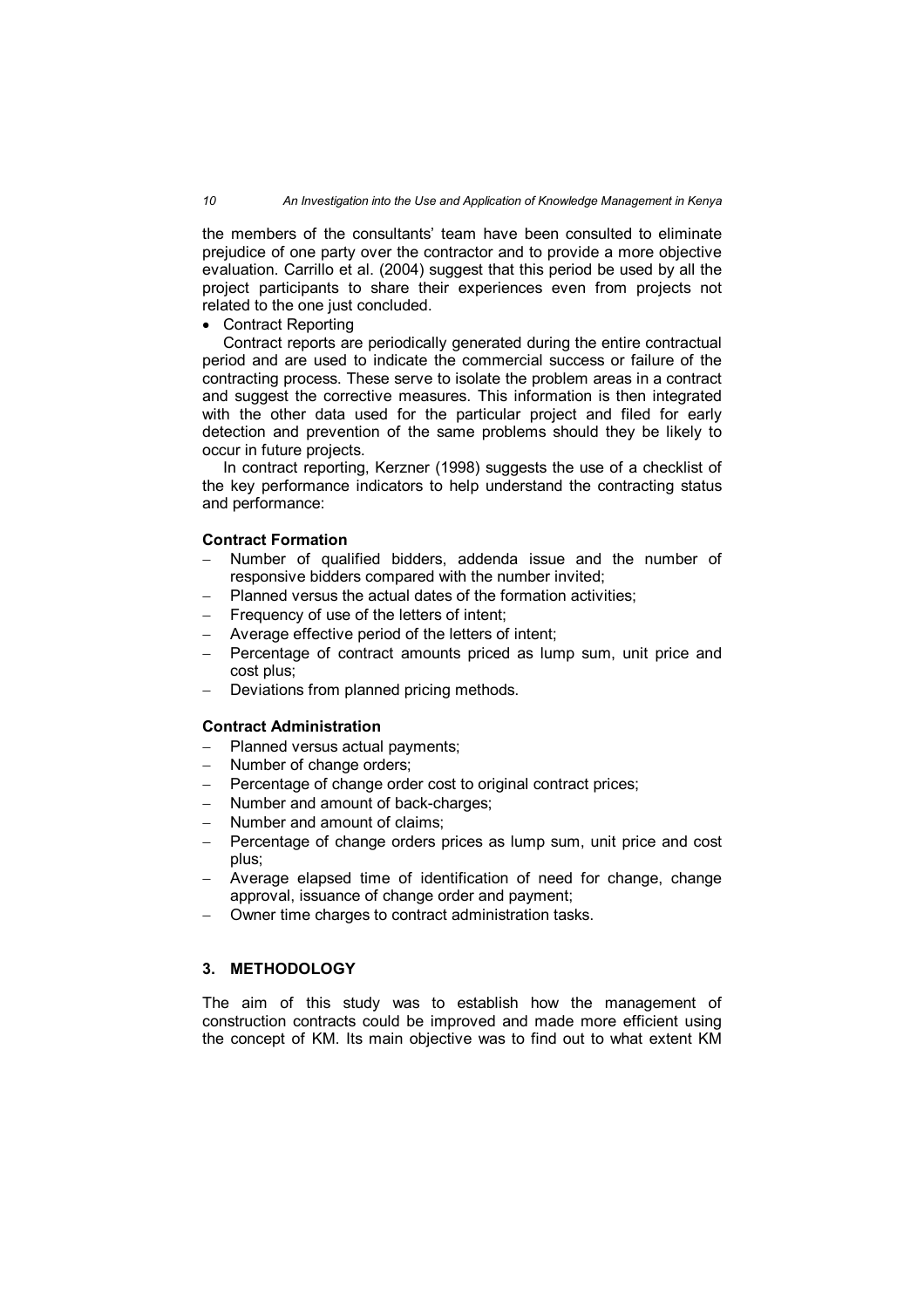the members of the consultants' team have been consulted to eliminate prejudice of one party over the contractor and to provide a more objective evaluation. Carrillo et al. (2004) suggest that this period be used by all the project participants to share their experiences even from projects not related to the one just concluded.

- Contract Reporting

Contract reports are periodically generated during the entire contractual period and are used to indicate the commercial success or failure of the contracting process. These serve to isolate the problem areas in a contract and suggest the corrective measures. This information is then integrated with the other data used for the particular project and filed for early detection and prevention of the same problems should they be likely to occur in future projects.

In contract reporting, Kerzner (1998) suggests the use of a checklist of the key performance indicators to help understand the contracting status and performance:

**Contract Formation**

- Number of qualified bidders, addenda issue and the number of responsive bidders compared with the number invited;
- Planned versus the actual dates of the formation activities;
- Frequency of use of the letters of intent;
- Average effective period of the letters of intent;
- Percentage of contract amounts priced as lump sum, unit price and cost plus;
- Deviations from planned pricing methods.

**Contract Administration**

- Planned versus actual payments;
- Number of change orders;
- Percentage of change order cost to original contract prices;
- Number and amount of back-charges;
- Number and amount of claims;
- Percentage of change orders prices as lump sum, unit price and cost plus;
- Average elapsed time of identification of need for change, change approval, issuance of change order and payment;
- Owner time charges to contract administration tasks.

## 3. METHODOLOGY

The aim of this study was to establish how the management of construction contracts could be improved and made more efficient using the concept of KM. Its main objective was to find out to what extent KM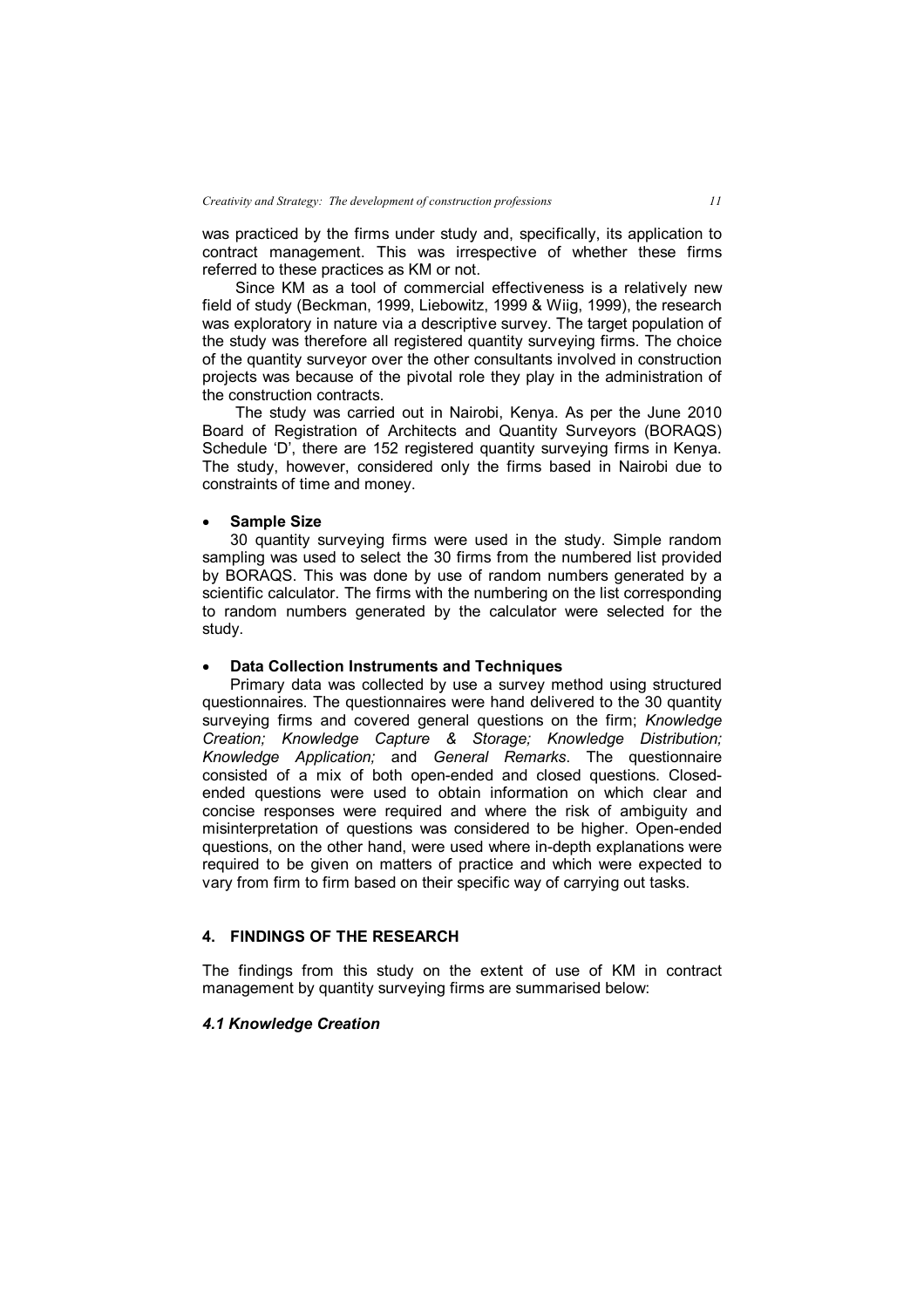was practiced by the firms under study and, specifically, its application to contract management. This was irrespective of whether these firms referred to these practices as KM or not.

Since KM as a tool of commercial effectiveness is a relatively new field of study (Beckman, 1999, Liebowitz, 1999 & Wiig, 1999), the research was exploratory in nature via a descriptive survey. The target population of the study was therefore all registered quantity surveying firms. The choice of the quantity surveyor over the other consultants involved in construction projects was because of the pivotal role they play in the administration of the construction contracts.

The study was carried out in Nairobi, Kenya. As per the June 2010 Board of Registration of Architects and Quantity Surveyors (BORAQS) Schedule 'D', there are 152 registered quantity surveying firms in Kenya. The study, however, considered only the firms based in Nairobi due to constraints of time and money.

- **Sample Size**

30 quantity surveying firms were used in the study. Simple random sampling was used to select the 30 firms from the numbered list provided by BORAQS. This was done by use of random numbers generated by a scientific calculator. The firms with the numbering on the list corresponding to random numbers generated by the calculator were selected for the study.

- **Data Collection Instruments and Techniques**

Primary data was collected by use a survey method using structured questionnaires. The questionnaires were hand delivered to the 30 quantity surveying firms and covered general questions on the firm; *Knowledge Creation; Knowledge Capture & Storage; Knowledge Distribution; Knowledge Application;* and *General Remarks*. The questionnaire consisted of a mix of both open-ended and closed questions. Closed-ended questions were used to obtain information on which clear and concise responses were required and where the risk of ambiguity and misinterpretation of questions was considered to be higher. Open-ended questions, on the other hand, were used where in-depth explanations were required to be given on matters of practice and which were expected to vary from firm to firm based on their specific way of carrying out tasks.

## 4. FINDINGS OF THE RESEARCH

The findings from this study on the extent of use of KM in contract management by quantity surveying firms are summarised below:

### *4.1 Knowledge Creation*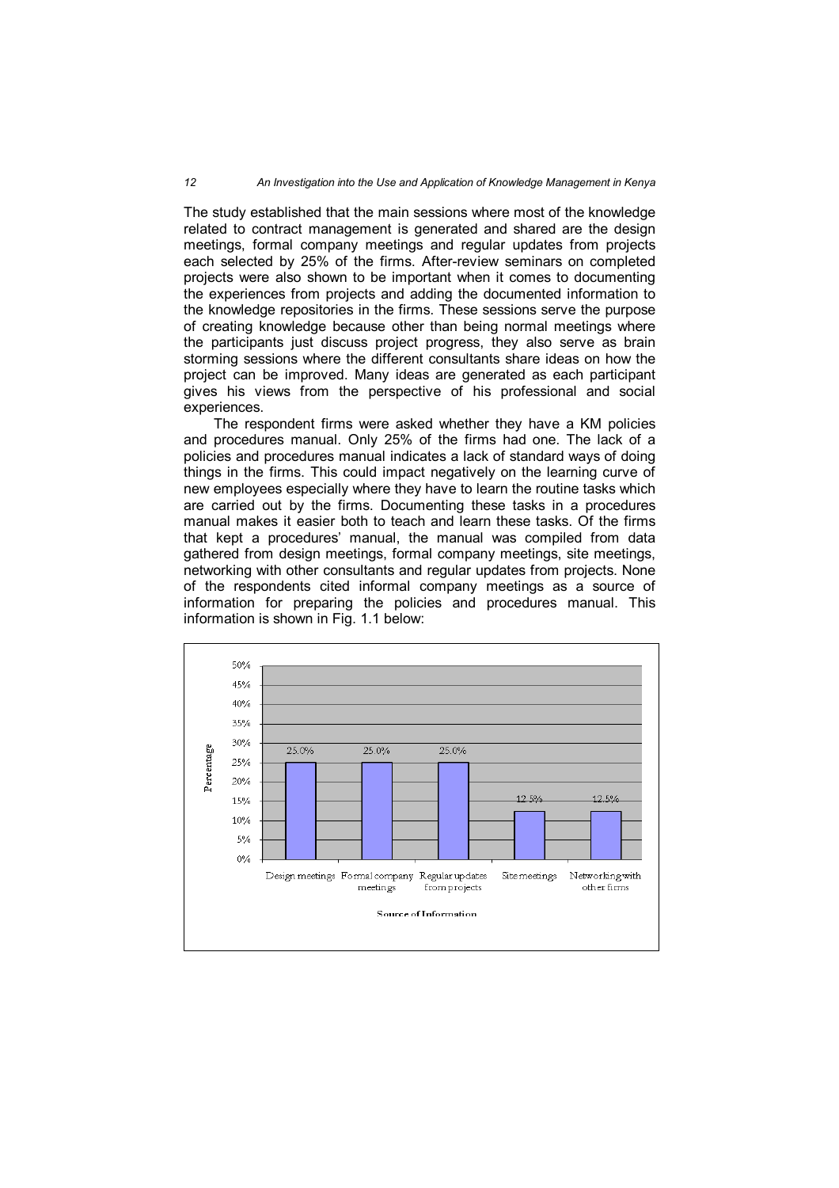The study established that the main sessions where most of the knowledge related to contract management is generated and shared are the design meetings, formal company meetings and regular updates from projects each selected by 25% of the firms. After-review seminars on completed projects were also shown to be important when it comes to documenting the experiences from projects and adding the documented information to the knowledge repositories in the firms. These sessions serve the purpose of creating knowledge because other than being normal meetings where the participants just discuss project progress, they also serve as brain storming sessions where the different consultants share ideas on how the project can be improved. Many ideas are generated as each participant gives his views from the perspective of his professional and social experiences.

The respondent firms were asked whether they have a KM policies and procedures manual. Only 25% of the firms had one. The lack of a policies and procedures manual indicates a lack of standard ways of doing things in the firms. This could impact negatively on the learning curve of new employees especially where they have to learn the routine tasks which are carried out by the firms. Documenting these tasks in a procedures manual makes it easier both to teach and learn these tasks. Of the firms that kept a procedures' manual, the manual was compiled from data gathered from design meetings, formal company meetings, site meetings, networking with other consultants and regular updates from projects. None of the respondents cited informal company meetings as a source of information for preparing the policies and procedures manual. This information is shown in Fig. 1.1 below:

| Source of Information | Percentage |
|---|---|
| Design meetings | 25.0% |
| Formal company meetings | 25.0% |
| Regular updates from projects | 25.0% |
| Site meetings | 12.5% |
| Networking with other firms | 12.5% |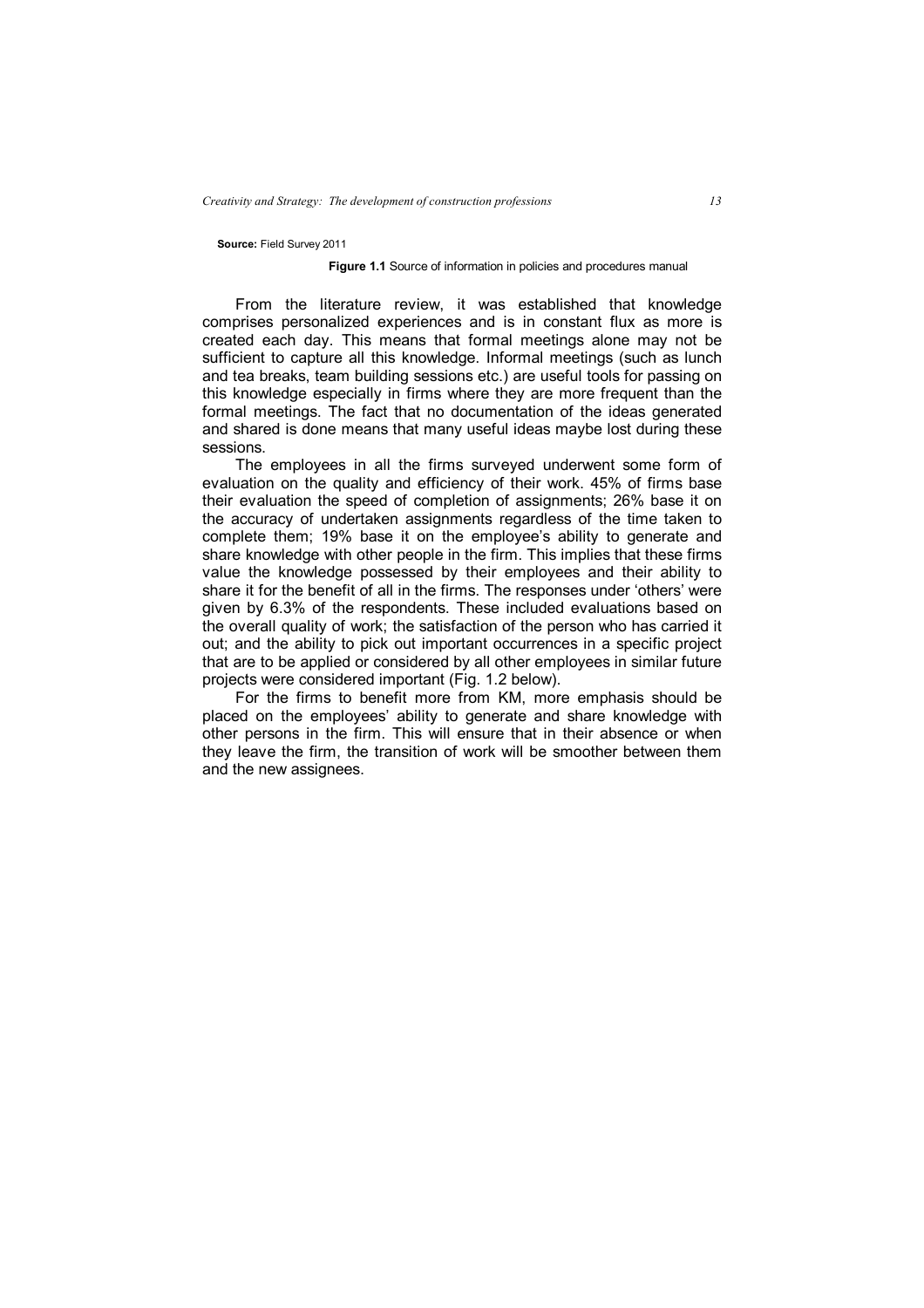**Source:** Field Survey 2011

**Figure 1.1** Source of information in policies and procedures manual

From the literature review, it was established that knowledge comprises personalized experiences and is in constant flux as more is created each day. This means that formal meetings alone may not be sufficient to capture all this knowledge. Informal meetings (such as lunch and tea breaks, team building sessions etc.) are useful tools for passing on this knowledge especially in firms where they are more frequent than the formal meetings. The fact that no documentation of the ideas generated and shared is done means that many useful ideas maybe lost during these sessions.

The employees in all the firms surveyed underwent some form of evaluation on the quality and efficiency of their work. 45% of firms base their evaluation the speed of completion of assignments; 26% base it on the accuracy of undertaken assignments regardless of the time taken to complete them; 19% base it on the employee's ability to generate and share knowledge with other people in the firm. This implies that these firms value the knowledge possessed by their employees and their ability to share it for the benefit of all in the firms. The responses under 'others' were given by 6.3% of the respondents. These included evaluations based on the overall quality of work; the satisfaction of the person who has carried it out; and the ability to pick out important occurrences in a specific project that are to be applied or considered by all other employees in similar future projects were considered important (Fig. 1.2 below).

For the firms to benefit more from KM, more emphasis should be placed on the employees' ability to generate and share knowledge with other persons in the firm. This will ensure that in their absence or when they leave the firm, the transition of work will be smoother between them and the new assignees.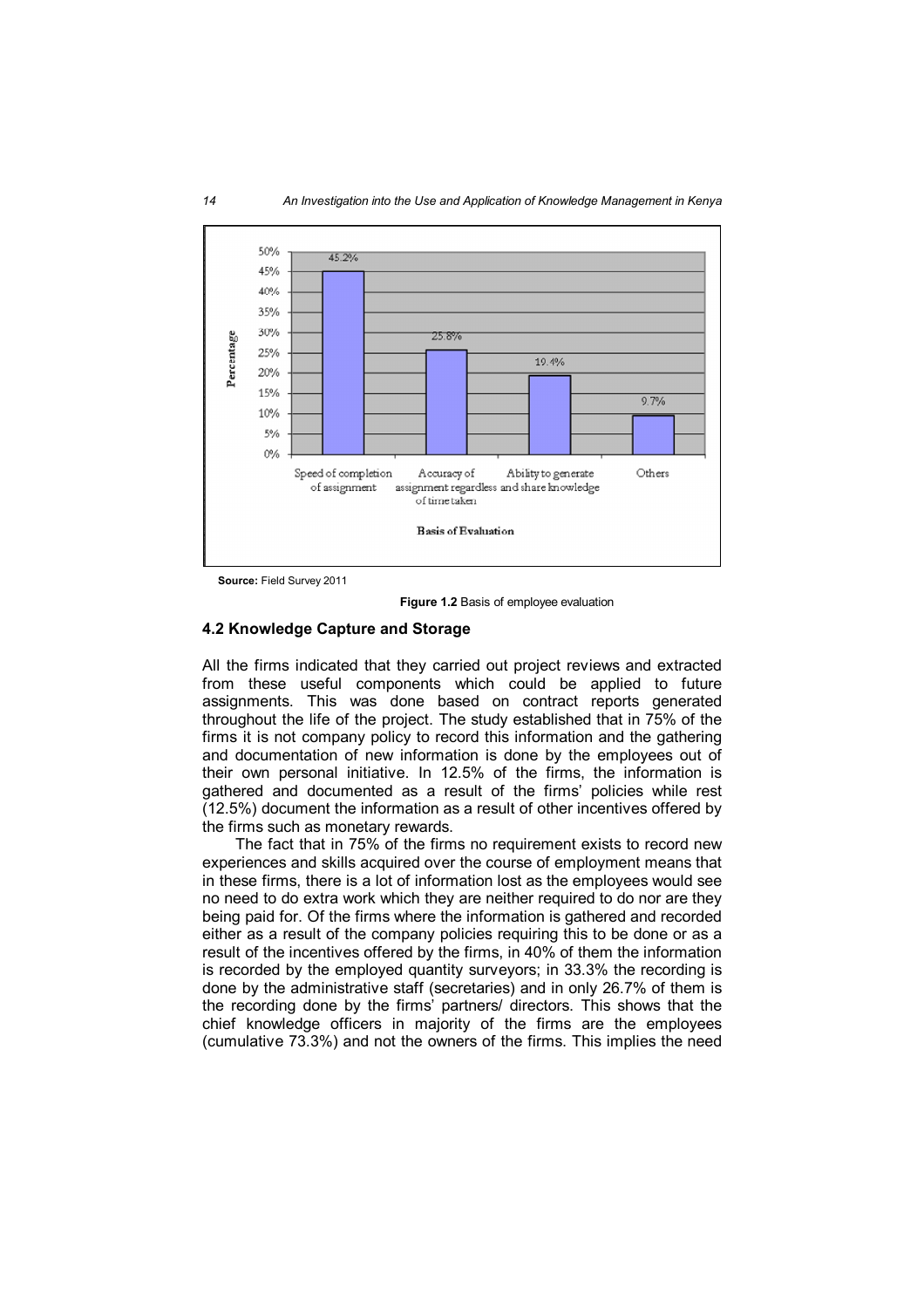Source: Field Survey 2011

**Figure 1.2** Basis of employee evaluation

### 4.2 Knowledge Capture and Storage

All the firms indicated that they carried out project reviews and extracted from these useful components which could be applied to future assignments. This was done based on contract reports generated throughout the life of the project. The study established that in 75% of the firms it is not company policy to record this information and the gathering and documentation of new information is done by the employees out of their own personal initiative. In 12.5% of the firms, the information is gathered and documented as a result of the firms' policies while rest (12.5%) document the information as a result of other incentives offered by the firms such as monetary rewards.

The fact that in 75% of the firms no requirement exists to record new experiences and skills acquired over the course of employment means that in these firms, there is a lot of information lost as the employees would see no need to do extra work which they are neither required to do nor are they being paid for. Of the firms where the information is gathered and recorded either as a result of the company policies requiring this to be done or as a result of the incentives offered by the firms, in 40% of them the information is recorded by the employed quantity surveyors; in 33.3% the recording is done by the administrative staff (secretaries) and in only 26.7% of them is the recording done by the firms' partners/ directors. This shows that the chief knowledge officers in majority of the firms are the employees (cumulative 73.3%) and not the owners of the firms. This implies the need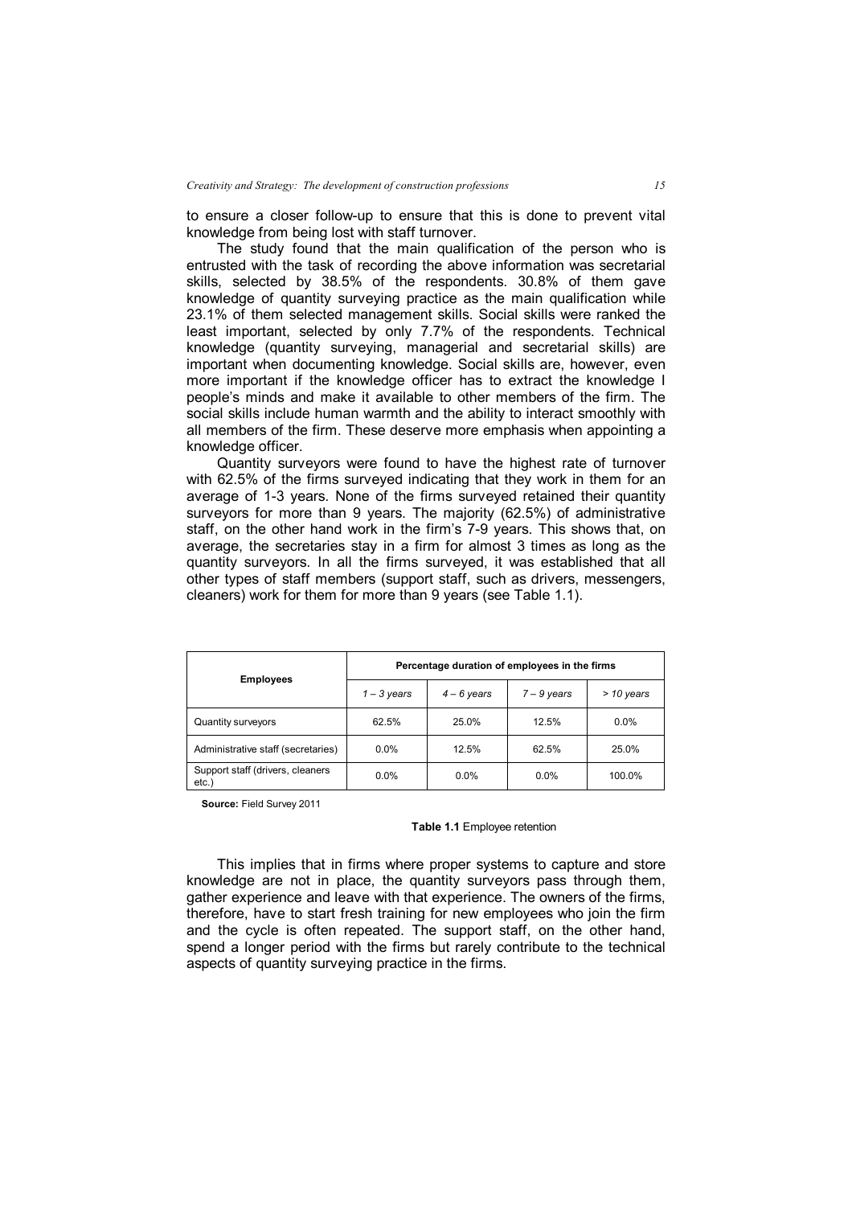to ensure a closer follow-up to ensure that this is done to prevent vital knowledge from being lost with staff turnover.

The study found that the main qualification of the person who is entrusted with the task of recording the above information was secretarial skills, selected by 38.5% of the respondents. 30.8% of them gave knowledge of quantity surveying practice as the main qualification while 23.1% of them selected management skills. Social skills were ranked the least important, selected by only 7.7% of the respondents. Technical knowledge (quantity surveying, managerial and secretarial skills) are important when documenting knowledge. Social skills are, however, even more important if the knowledge officer has to extract the knowledge I people's minds and make it available to other members of the firm. The social skills include human warmth and the ability to interact smoothly with all members of the firm. These deserve more emphasis when appointing a knowledge officer.

Quantity surveyors were found to have the highest rate of turnover with 62.5% of the firms surveyed indicating that they work in them for an average of 1-3 years. None of the firms surveyed retained their quantity surveyors for more than 9 years. The majority (62.5%) of administrative staff, on the other hand work in the firm's 7-9 years. This shows that, on average, the secretaries stay in a firm for almost 3 times as long as the quantity surveyors. In all the firms surveyed, it was established that all other types of staff members (support staff, such as drivers, messengers, cleaners) work for them for more than 9 years (see Table 1.1).

| **Employees** | **Percentage duration of employees in the firms** | | | |
|---|---|---|---|---|
| | *1 – 3 years* | *4 – 6 years* | *7 – 9 years* | *> 10 years* |
| Quantity surveyors | 62.5% | 25.0% | 12.5% | 0.0% |
| Administrative staff (secretaries) | 0.0% | 12.5% | 62.5% | 25.0% |
| Support staff (drivers, cleaners etc.) | 0.0% | 0.0% | 0.0% | 100.0% |

**Source:** Field Survey 2011

**Table 1.1** Employee retention

This implies that in firms where proper systems to capture and store knowledge are not in place, the quantity surveyors pass through them, gather experience and leave with that experience. The owners of the firms, therefore, have to start fresh training for new employees who join the firm and the cycle is often repeated. The support staff, on the other hand, spend a longer period with the firms but rarely contribute to the technical aspects of quantity surveying practice in the firms.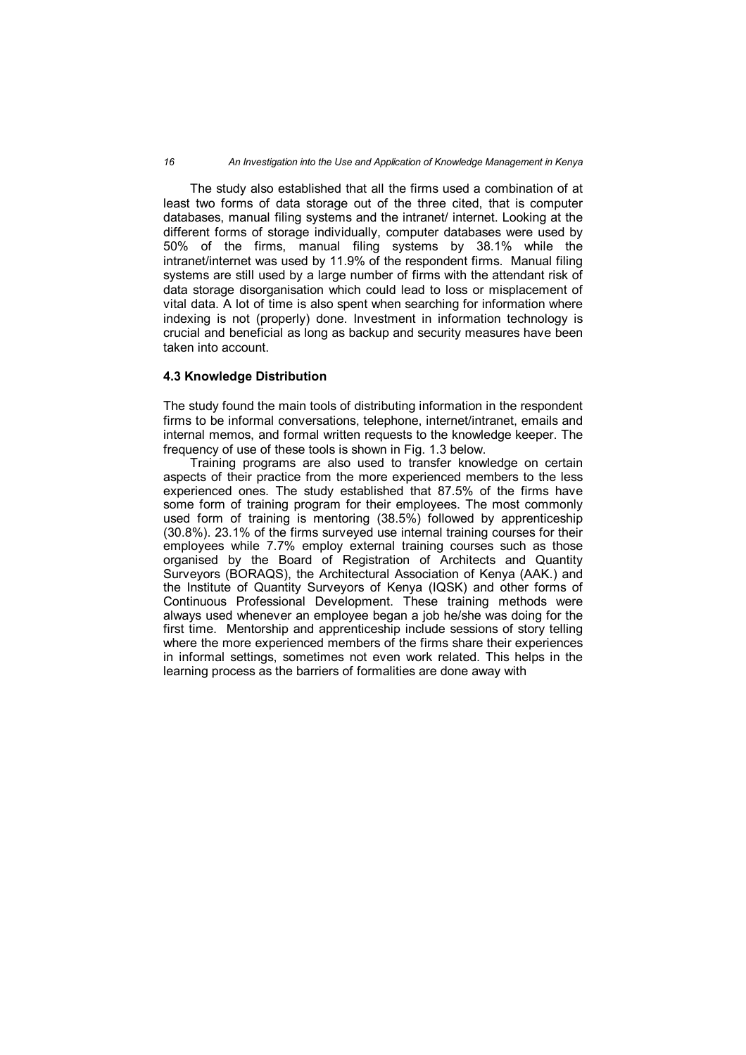The study also established that all the firms used a combination of at least two forms of data storage out of the three cited, that is computer databases, manual filing systems and the intranet/ internet. Looking at the different forms of storage individually, computer databases were used by 50% of the firms, manual filing systems by 38.1% while the intranet/internet was used by 11.9% of the respondent firms. Manual filing systems are still used by a large number of firms with the attendant risk of data storage disorganisation which could lead to loss or misplacement of vital data. A lot of time is also spent when searching for information where indexing is not (properly) done. Investment in information technology is crucial and beneficial as long as backup and security measures have been taken into account.

### 4.3 Knowledge Distribution

The study found the main tools of distributing information in the respondent firms to be informal conversations, telephone, internet/intranet, emails and internal memos, and formal written requests to the knowledge keeper. The frequency of use of these tools is shown in Fig. 1.3 below.

Training programs are also used to transfer knowledge on certain aspects of their practice from the more experienced members to the less experienced ones. The study established that 87.5% of the firms have some form of training program for their employees. The most commonly used form of training is mentoring (38.5%) followed by apprenticeship (30.8%). 23.1% of the firms surveyed use internal training courses for their employees while 7.7% employ external training courses such as those organised by the Board of Registration of Architects and Quantity Surveyors (BORAQS), the Architectural Association of Kenya (AAK.) and the Institute of Quantity Surveyors of Kenya (IQSK) and other forms of Continuous Professional Development. These training methods were always used whenever an employee began a job he/she was doing for the first time. Mentorship and apprenticeship include sessions of story telling where the more experienced members of the firms share their experiences in informal settings, sometimes not even work related. This helps in the learning process as the barriers of formalities are done away with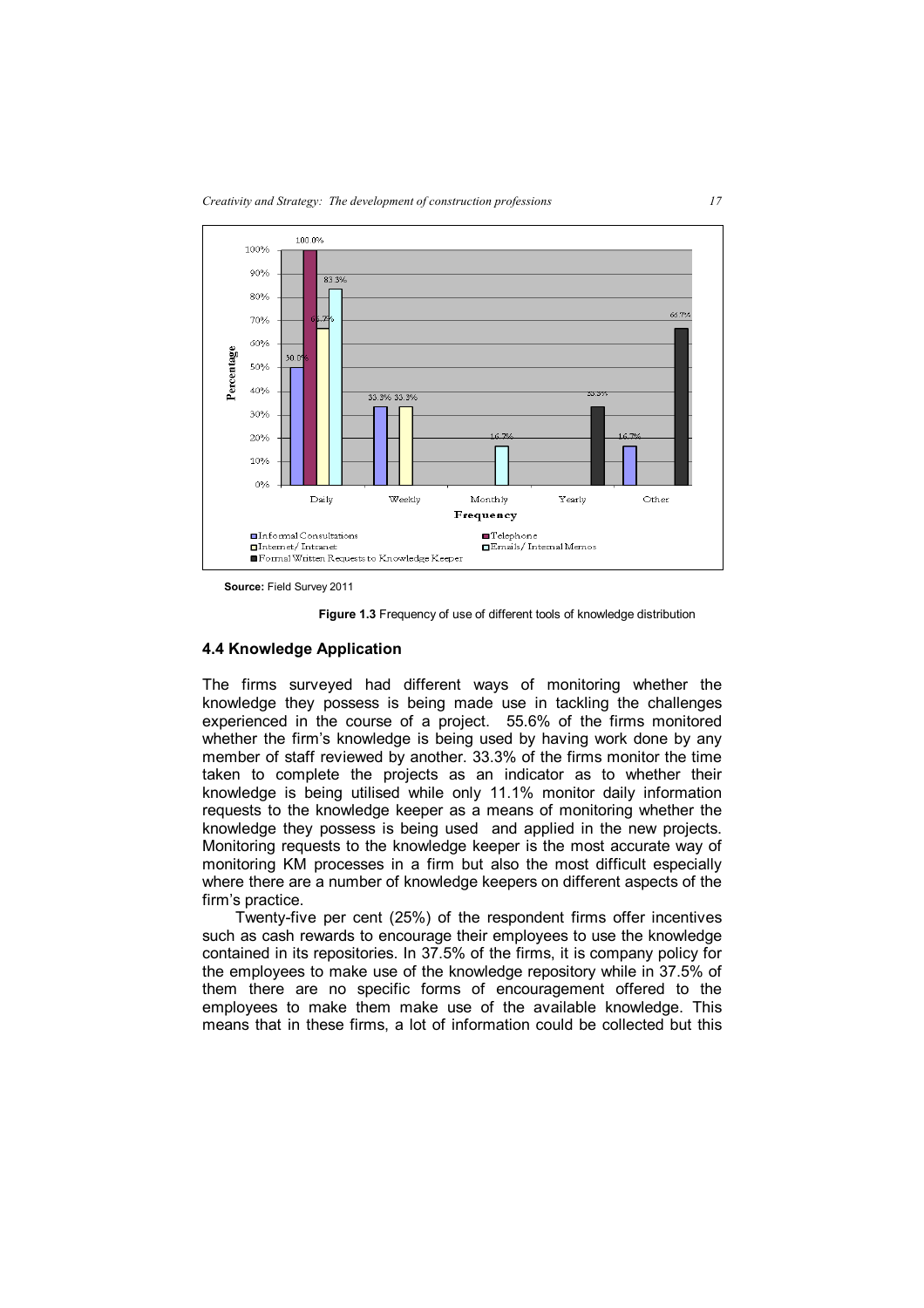**Source:** Field Survey 2011

**Figure 1.3** Frequency of use of different tools of knowledge distribution

### 4.4 Knowledge Application

The firms surveyed had different ways of monitoring whether the knowledge they possess is being made use in tackling the challenges experienced in the course of a project. 55.6% of the firms monitored whether the firm's knowledge is being used by having work done by any member of staff reviewed by another. 33.3% of the firms monitor the time taken to complete the projects as an indicator as to whether their knowledge is being utilised while only 11.1% monitor daily information requests to the knowledge keeper as a means of monitoring whether the knowledge they possess is being used and applied in the new projects. Monitoring requests to the knowledge keeper is the most accurate way of monitoring KM processes in a firm but also the most difficult especially where there are a number of knowledge keepers on different aspects of the firm's practice.

Twenty-five per cent (25%) of the respondent firms offer incentives such as cash rewards to encourage their employees to use the knowledge contained in its repositories. In 37.5% of the firms, it is company policy for the employees to make use of the knowledge repository while in 37.5% of them there are no specific forms of encouragement offered to the employees to make them make use of the available knowledge. This means that in these firms, a lot of information could be collected but this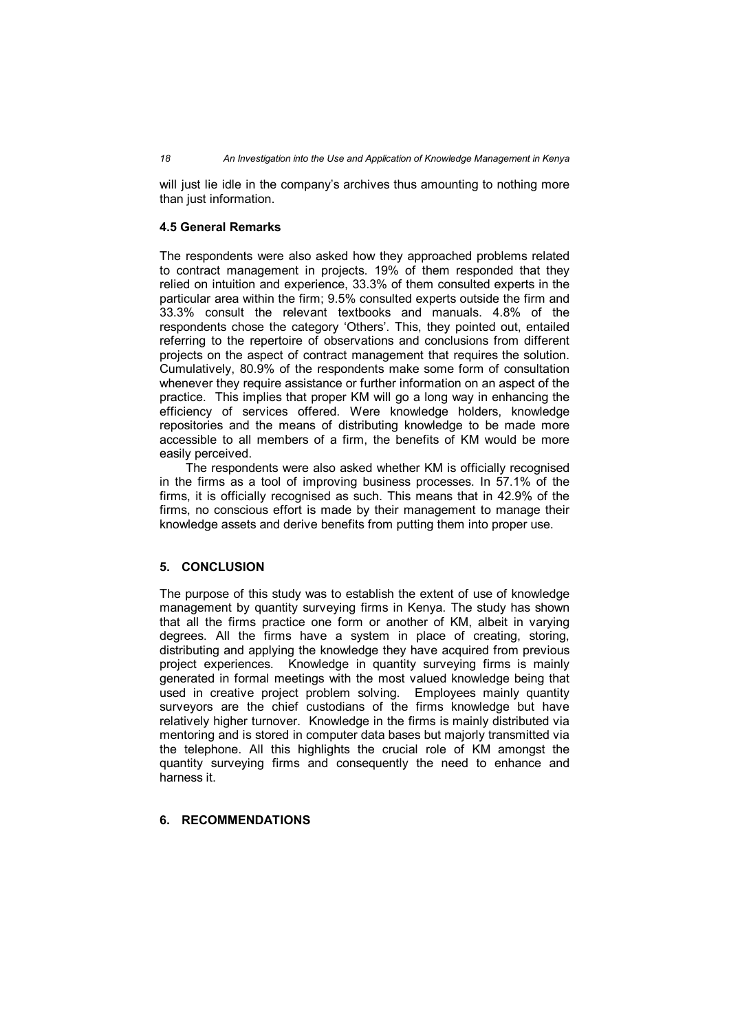will just lie idle in the company's archives thus amounting to nothing more than just information.

### 4.5 General Remarks

The respondents were also asked how they approached problems related to contract management in projects. 19% of them responded that they relied on intuition and experience, 33.3% of them consulted experts in the particular area within the firm; 9.5% consulted experts outside the firm and 33.3% consult the relevant textbooks and manuals. 4.8% of the respondents chose the category 'Others'. This, they pointed out, entailed referring to the repertoire of observations and conclusions from different projects on the aspect of contract management that requires the solution. Cumulatively, 80.9% of the respondents make some form of consultation whenever they require assistance or further information on an aspect of the practice. This implies that proper KM will go a long way in enhancing the efficiency of services offered. Were knowledge holders, knowledge repositories and the means of distributing knowledge to be made more accessible to all members of a firm, the benefits of KM would be more easily perceived.

The respondents were also asked whether KM is officially recognised in the firms as a tool of improving business processes. In 57.1% of the firms, it is officially recognised as such. This means that in 42.9% of the firms, no conscious effort is made by their management to manage their knowledge assets and derive benefits from putting them into proper use.

## 5. CONCLUSION

The purpose of this study was to establish the extent of use of knowledge management by quantity surveying firms in Kenya. The study has shown that all the firms practice one form or another of KM, albeit in varying degrees. All the firms have a system in place of creating, storing, distributing and applying the knowledge they have acquired from previous project experiences. Knowledge in quantity surveying firms is mainly generated in formal meetings with the most valued knowledge being that used in creative project problem solving. Employees mainly quantity surveyors are the chief custodians of the firms knowledge but have relatively higher turnover. Knowledge in the firms is mainly distributed via mentoring and is stored in computer data bases but majorly transmitted via the telephone. All this highlights the crucial role of KM amongst the quantity surveying firms and consequently the need to enhance and harness it.

## 6. RECOMMENDATIONS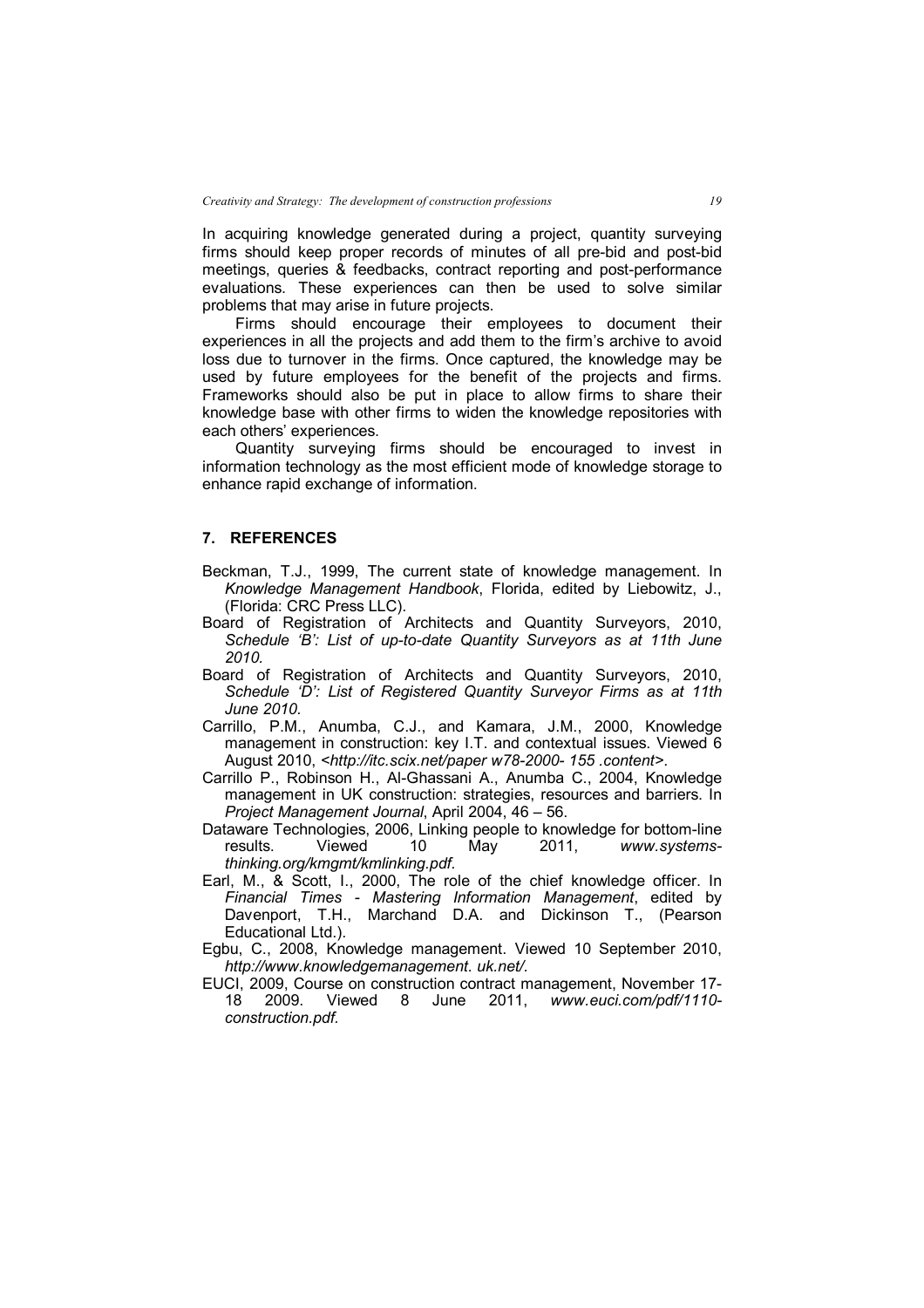In acquiring knowledge generated during a project, quantity surveying firms should keep proper records of minutes of all pre-bid and post-bid meetings, queries & feedbacks, contract reporting and post-performance evaluations. These experiences can then be used to solve similar problems that may arise in future projects.

Firms should encourage their employees to document their experiences in all the projects and add them to the firm's archive to avoid loss due to turnover in the firms. Once captured, the knowledge may be used by future employees for the benefit of the projects and firms. Frameworks should also be put in place to allow firms to share their knowledge base with other firms to widen the knowledge repositories with each others' experiences.

Quantity surveying firms should be encouraged to invest in information technology as the most efficient mode of knowledge storage to enhance rapid exchange of information.

## 7. REFERENCES

Beckman, T.J., 1999, The current state of knowledge management. In *Knowledge Management Handbook*, Florida, edited by Liebowitz, J., (Florida: CRC Press LLC).

Board of Registration of Architects and Quantity Surveyors, 2010, *Schedule 'B': List of up-to-date Quantity Surveyors as at 11th June 2010.*

Board of Registration of Architects and Quantity Surveyors, 2010, *Schedule 'D': List of Registered Quantity Surveyor Firms as at 11th June 2010.*

Carrillo, P.M., Anumba, C.J., and Kamara, J.M., 2000, Knowledge management in construction: key I.T. and contextual issues. Viewed 6 August 2010, <*http://itc.scix.net/paper w78-2000- 155 .content*>.

Carrillo P., Robinson H., Al-Ghassani A., Anumba C., 2004, Knowledge management in UK construction: strategies, resources and barriers. In *Project Management Journal*, April 2004, 46 – 56.

Dataware Technologies, 2006, Linking people to knowledge for bottom-line results. Viewed 10 May 2011, *www.systems-thinking.org/kmgmt/kmlinking.pdf.*

Earl, M., & Scott, I., 2000, The role of the chief knowledge officer. In *Financial Times - Mastering Information Management*, edited by Davenport, T.H., Marchand D.A. and Dickinson T., (Pearson Educational Ltd.).

Egbu, C., 2008, Knowledge management. Viewed 10 September 2010, *http://www.knowledgemanagement. uk.net/.*

EUCI, 2009, Course on construction contract management, November 17-18 2009. Viewed 8 June 2011, *www.euci.com/pdf/1110-construction.pdf.*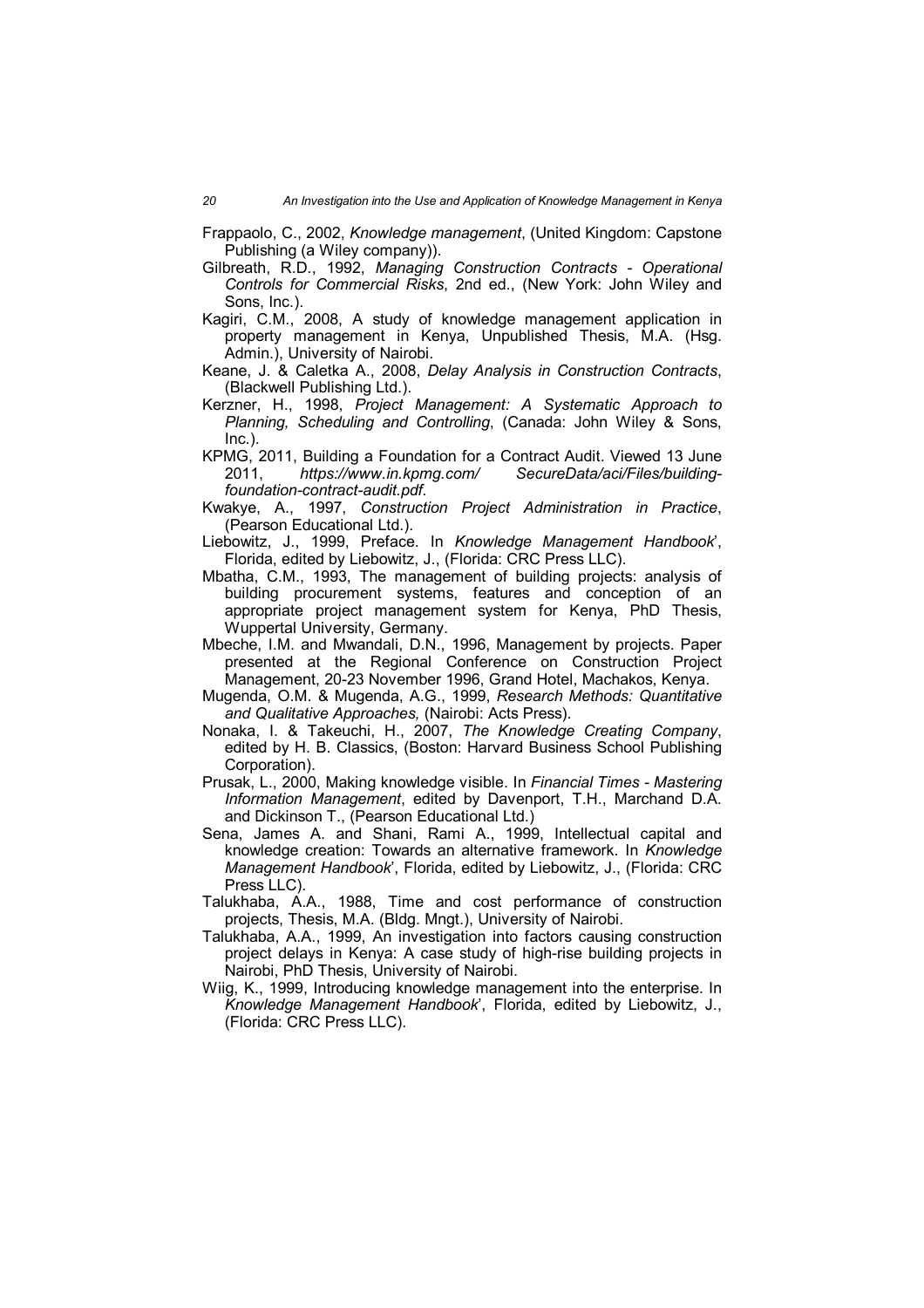Frappaolo, C., 2002, *Knowledge management*, (United Kingdom: Capstone Publishing (a Wiley company)).

Gilbreath, R.D., 1992, *Managing Construction Contracts - Operational Controls for Commercial Risks*, 2nd ed., (New York: John Wiley and Sons, Inc.).

Kagiri, C.M., 2008, A study of knowledge management application in property management in Kenya, Unpublished Thesis, M.A. (Hsg. Admin.), University of Nairobi.

Keane, J. & Caletka A., 2008, *Delay Analysis in Construction Contracts*, (Blackwell Publishing Ltd.).

Kerzner, H., 1998, *Project Management: A Systematic Approach to Planning, Scheduling and Controlling*, (Canada: John Wiley & Sons, Inc.).

KPMG, 2011, Building a Foundation for a Contract Audit. Viewed 13 June 2011, *https://www.in.kpmg.com/ SecureData/aci/Files/building-foundation-contract-audit.pdf.*

Kwakye, A., 1997, *Construction Project Administration in Practice*, (Pearson Educational Ltd.).

Liebowitz, J., 1999, Preface. In *Knowledge Management Handbook*', Florida, edited by Liebowitz, J., (Florida: CRC Press LLC).

Mbatha, C.M., 1993, The management of building projects: analysis of building procurement systems, features and conception of an appropriate project management system for Kenya, PhD Thesis, Wuppertal University, Germany.

Mbeche, I.M. and Mwandali, D.N., 1996, Management by projects. Paper presented at the Regional Conference on Construction Project Management, 20-23 November 1996, Grand Hotel, Machakos, Kenya.

Mugenda, O.M. & Mugenda, A.G., 1999, *Research Methods: Quantitative and Qualitative Approaches,* (Nairobi: Acts Press).

Nonaka, I. & Takeuchi, H., 2007, *The Knowledge Creating Company*, edited by H. B. Classics, (Boston: Harvard Business School Publishing Corporation).

Prusak, L., 2000, Making knowledge visible. In *Financial Times - Mastering Information Management*, edited by Davenport, T.H., Marchand D.A. and Dickinson T., (Pearson Educational Ltd.)

Sena, James A. and Shani, Rami A., 1999, Intellectual capital and knowledge creation: Towards an alternative framework. In *Knowledge Management Handbook*', Florida, edited by Liebowitz, J., (Florida: CRC Press LLC).

Talukhaba, A.A., 1988, Time and cost performance of construction projects, Thesis, M.A. (Bldg. Mngt.), University of Nairobi.

Talukhaba, A.A., 1999, An investigation into factors causing construction project delays in Kenya: A case study of high-rise building projects in Nairobi, PhD Thesis, University of Nairobi.

Wiig, K., 1999, Introducing knowledge management into the enterprise. In *Knowledge Management Handbook*', Florida, edited by Liebowitz, J., (Florida: CRC Press LLC).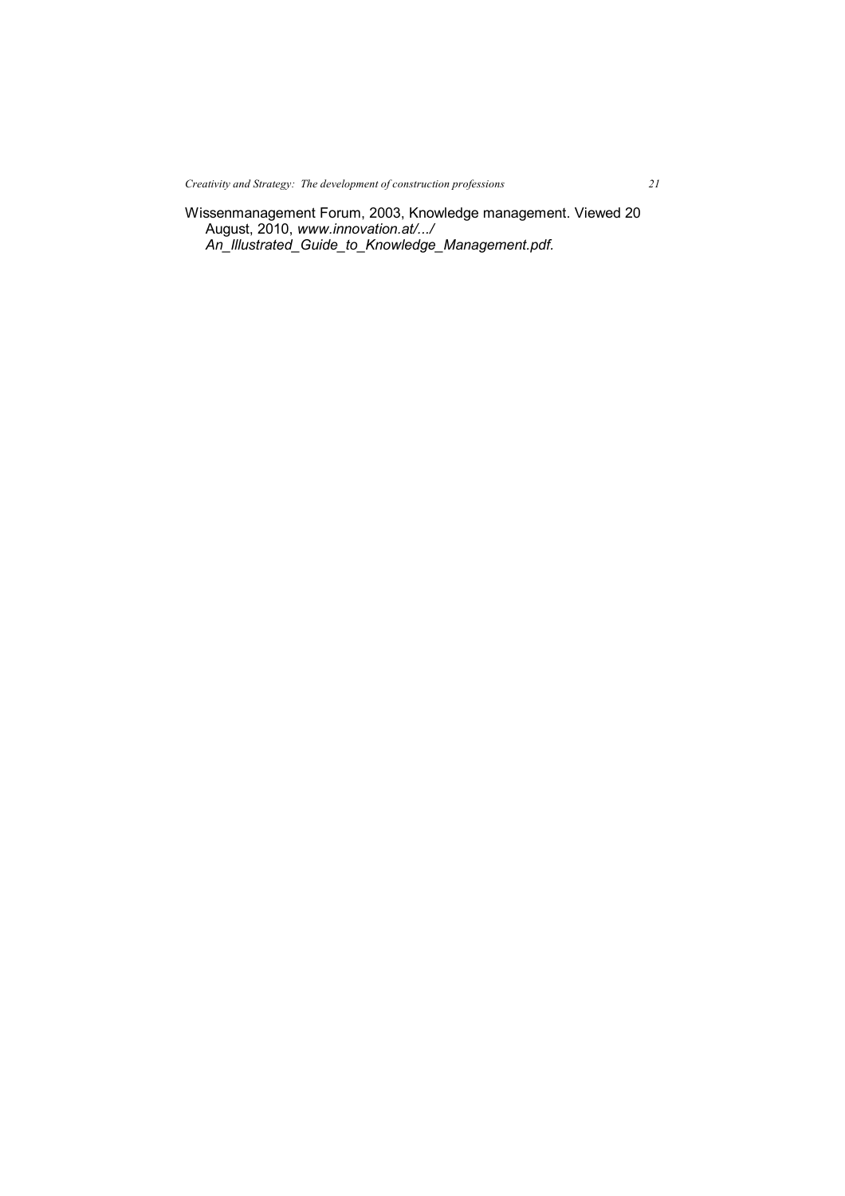Wissenmanagement Forum, 2003, Knowledge management. Viewed 20 August, 2010, *www.innovation.at/.../ An_Illustrated_Guide_to_Knowledge_Management.pdf.*